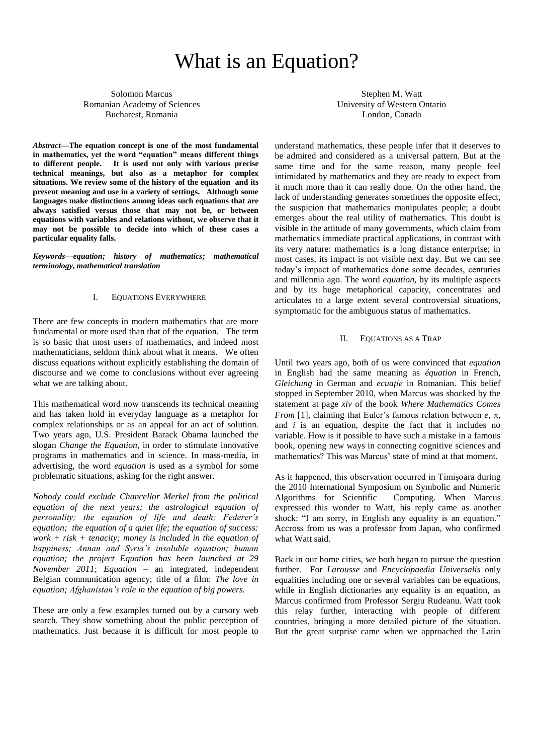# What is an Equation?

Solomon Marcus
Romanian Academy of Sciences
Bucharest, Romania

Stephen M. Watt
University of Western Ontario
London, Canada

***Abstract*—The equation concept is one of the most fundamental in mathematics, yet the word "equation" means different things to different people. It is used not only with various precise technical meanings, but also as a metaphor for complex situations. We review some of the history of the equation and its present meaning and use in a variety of settings. Although some languages make distinctions among ideas such equations that are always satisfied versus those that may not be, or between equations with variables and relations without, we observe that it may not be possible to decide into which of these cases a particular equality falls.**

***Keywords—equation; history of mathematics; mathematical terminology, mathematical translation***

## I. Equations Everywhere

There are few concepts in modern mathematics that are more fundamental or more used than that of the equation. The term is so basic that most users of mathematics, and indeed most mathematicians, seldom think about what it means. We often discuss equations without explicitly establishing the domain of discourse and we come to conclusions without ever agreeing what we are talking about.

This mathematical word now transcends its technical meaning and has taken hold in everyday language as a metaphor for complex relationships or as an appeal for an act of solution. Two years ago, U.S. President Barack Obama launched the slogan *Change the Equation*, in order to stimulate innovative programs in mathematics and in science. In mass-media, in advertising, the word *equation* is used as a symbol for some problematic situations, asking for the right answer.

*Nobody could exclude Chancellor Merkel from the political equation of the next years; the astrological equation of personality; the equation of life and death; Federer's equation; the equation of a quiet life; the equation of success: work + risk + tenacity; money is included in the equation of happiness; Annan and Syria's insoluble equation; human equation; the project Equation has been launched at 29 November 2011*; *Equation* – an integrated, independent Belgian communication agency; title of a film: *The love in equation; Afghanistan's role in the equation of big powers.*

These are only a few examples turned out by a cursory web search. They show something about the public perception of mathematics. Just because it is difficult for most people to understand mathematics, these people infer that it deserves to be admired and considered as a universal pattern. But at the same time and for the same reason, many people feel intimidated by mathematics and they are ready to expect from it much more than it can really done. On the other hand, the lack of understanding generates sometimes the opposite effect, the suspicion that mathematics manipulates people; a doubt emerges about the real utility of mathematics. This doubt is visible in the attitude of many governments, which claim from mathematics immediate practical applications, in contrast with its very nature: mathematics is a long distance enterprise; in most cases, its impact is not visible next day. But we can see today's impact of mathematics done some decades, centuries and millennia ago. The word *equation*, by its multiple aspects and by its huge metaphorical capacity, concentrates and articulates to a large extent several controversial situations, symptomatic for the ambiguous status of mathematics.

## II. Equations as a Trap

Until two years ago, both of us were convinced that *equation* in English had the same meaning as *équation* in French, *Gleichung* in German and *ecuație* in Romanian. This belief stopped in September 2010, when Marcus was shocked by the statement at page *xiv* of the book *Where Mathematics Comes From* [1], claiming that Euler's famous relation between $e$, $\pi$, and $i$ is an equation, despite the fact that it includes no variable. How is it possible to have such a mistake in a famous book, opening new ways in connecting cognitive sciences and mathematics? This was Marcus' state of mind at that moment.

As it happened, this observation occurred in Timișoara during the 2010 International Symposium on Symbolic and Numeric Algorithms for Scientific Computing. When Marcus expressed this wonder to Watt, his reply came as another shock: "I am sorry, in English any equality is an equation." Accross from us was a professor from Japan, who confirmed what Watt said.

Back in our home cities, we both began to pursue the question further. For *Larousse* and *Encyclopaedia Universalis* only equalities including one or several variables can be equations, while in English dictionaries any equality is an equation, as Marcus confirmed from Professor Sergiu Rudeanu. Watt took this relay further, interacting with people of different countries, bringing a more detailed picture of the situation. But the great surprise came when we approached the Latin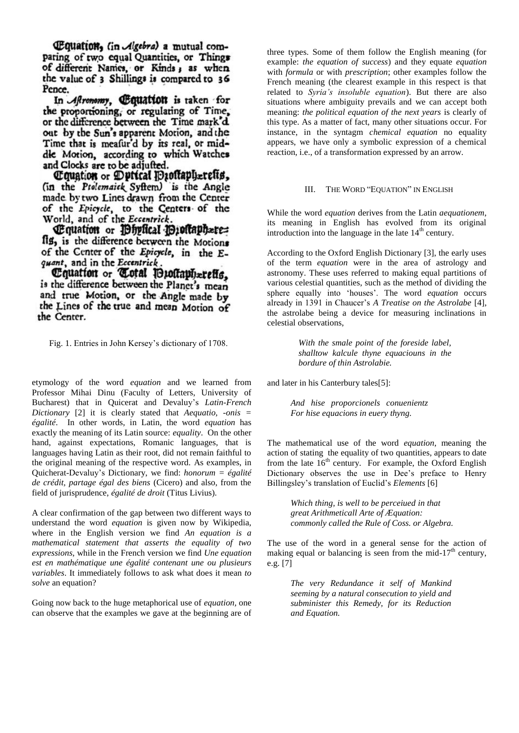**Equation,** (in *Algebra*) a mutual comparing of two equal Quantities, or Things of different Names, or Kinds; as when the value of 3 Shillings is compared to 36 Pence.

In *Astronomy*, **Equation** is taken for the proportioning, or regulating of Time, or the difference between the Time mark'd out by the Sun's apparent Motion, and the Time that is meafur'd by its real, or middle Motion, according to which Watches and Clocks are to be adjufted.

**Equation or Optical Proftaphæreſis,** (in the *Ptolemaick* Syftem) is the Angle made by two Lines drawn from the Center of the *Epicycle*, to the Centers of the World, and of the *Eccentrick*.

**Equation or Phyfical Proftaphæreſis,** is the difference between the Motions of the Center of the *Epicycle*, in the *Equant*, and in the *Eccentrick*.

**Equation or Total Proftaphæreſis,** is the difference between the Planet's mean and true Motion, or the Angle made by the Lines of the true and mean Motion of the Center.

Fig. 1. Entries in John Kersey's dictionary of 1708.

etymology of the word *equation* and we learned from Professor Mihai Dinu (Faculty of Letters, University of Bucharest) that in Quicerat and Devaluy's *Latin-French Dictionary* [2] it is clearly stated that *Aequatio, -onis = égalité*. In other words, in Latin, the word *equation* has exactly the meaning of its Latin source: *equality*. On the other hand, against expectations, Romanic languages, that is languages having Latin as their root, did not remain faithful to the original meaning of the respective word. As examples, in Quicherat-Devaluy's Dictionary, we find: *honorum = égalité de crédit, partage égal des biens* (Cicero) and also, from the field of jurisprudence, *égalité de droit* (Titus Livius).

A clear confirmation of the gap between two different ways to understand the word *equation* is given now by Wikipedia, where in the English version we find *An equation is a mathematical statement that asserts the equality of two expressions*, while in the French version we find *Une equation est en mathématique une égalité contenant une ou plusieurs variables*. It immediately follows to ask what does it mean *to solve* an equation?

Going now back to the huge metaphorical use of *equation*, one can observe that the examples we gave at the beginning are of three types. Some of them follow the English meaning (for example: *the equation of success*) and they equate *equation* with *formula* or with *prescription*; other examples follow the French meaning (the clearest example in this respect is that related to *Syria's insoluble equation*). But there are also situations where ambiguity prevails and we can accept both meaning: *the political equation of the next years* is clearly of this type. As a matter of fact, many other situations occur. For instance, in the syntagm *chemical equation* no equality appears, we have only a symbolic expression of a chemical reaction, i.e., of a transformation expressed by an arrow.

## III. The Word "Equation" in English

While the word *equation* derives from the Latin *aequationem*, its meaning in English has evolved from its original introduction into the language in the late 14th century.

According to the Oxford English Dictionary [3], the early uses of the term *equation* were in the area of astrology and astronomy. These uses referred to making equal partitions of various celestial quantities, such as the method of dividing the sphere equally into 'houses'. The word *equation* occurs already in 1391 in Chaucer's *A Treatise on the Astrolabe* [4], the astrolabe being a device for measuring inclinations in celestial observations,

> *With the smale point of the foreside label, shalltow kalcule thyne equaciouns in the bordure of thin Astrolabie.*

and later in his Canterbury tales[5]:

> *And hise proporcionels conuenientz*
> *For hise equacions in euery thyng.*

The mathematical use of the word *equation*, meaning the action of stating the equality of two quantities, appears to date from the late 16th century. For example, the Oxford English Dictionary observes the use in Dee's preface to Henry Billingsley's translation of Euclid's *Elements* [6]

> *Which thing, is well to be perceiued in that great Arithmeticall Arte of Æquation: commonly called the Rule of Coss. or Algebra.*

The use of the word in a general sense for the action of making equal or balancing is seen from the mid-17th century, e.g. [7]

> *The very Redundance it self of Mankind seeming by a natural consecution to yield and subminister this Remedy, for its Reduction and Equation.*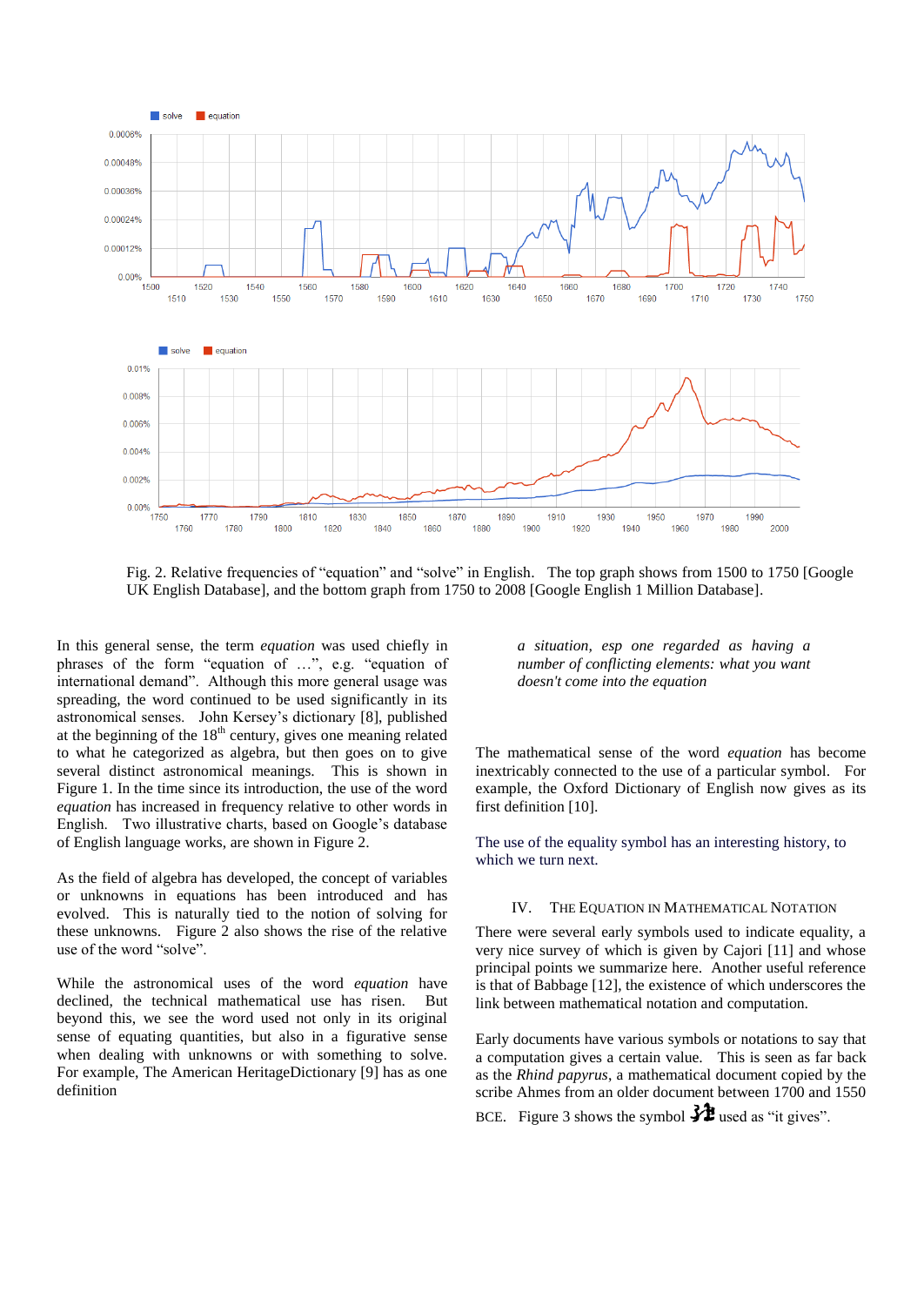Fig. 2. Relative frequencies of “equation” and “solve” in English. The top graph shows from 1500 to 1750 [Google UK English Database], and the bottom graph from 1750 to 2008 [Google English 1 Million Database].

In this general sense, the term *equation* was used chiefly in phrases of the form “equation of …”, e.g. “equation of international demand”. Although this more general usage was spreading, the word continued to be used significantly in its astronomical senses. John Kersey’s dictionary [8], published at the beginning of the 18th century, gives one meaning related to what he categorized as algebra, but then goes on to give several distinct astronomical meanings. This is shown in Figure 1. In the time since its introduction, the use of the word *equation* has increased in frequency relative to other words in English. Two illustrative charts, based on Google’s database of English language works, are shown in Figure 2.

As the field of algebra has developed, the concept of variables or unknowns in equations has been introduced and has evolved. This is naturally tied to the notion of solving for these unknowns. Figure 2 also shows the rise of the relative use of the word “solve”.

While the astronomical uses of the word *equation* have declined, the technical mathematical use has risen. But beyond this, we see the word used not only in its original sense of equating quantities, but also in a figurative sense when dealing with unknowns or with something to solve. For example, The American HeritageDictionary [9] has as one definition

> *a situation, esp one regarded as having a number of conflicting elements: what you want doesn't come into the equation*

The mathematical sense of the word *equation* has become inextricably connected to the use of a particular symbol. For example, the Oxford Dictionary of English now gives as its first definition [10].

The use of the equality symbol has an interesting history, to which we turn next.

## IV. The Equation in Mathematical Notation

There were several early symbols used to indicate equality, a very nice survey of which is given by Cajori [11] and whose principal points we summarize here. Another useful reference is that of Babbage [12], the existence of which underscores the link between mathematical notation and computation.

Early documents have various symbols or notations to say that a computation gives a certain value. This is seen as far back as the *Rhind papyrus*, a mathematical document copied by the scribe Ahmes from an older document between 1700 and 1550 BCE. Figure 3 shows the symbol used as “it gives”.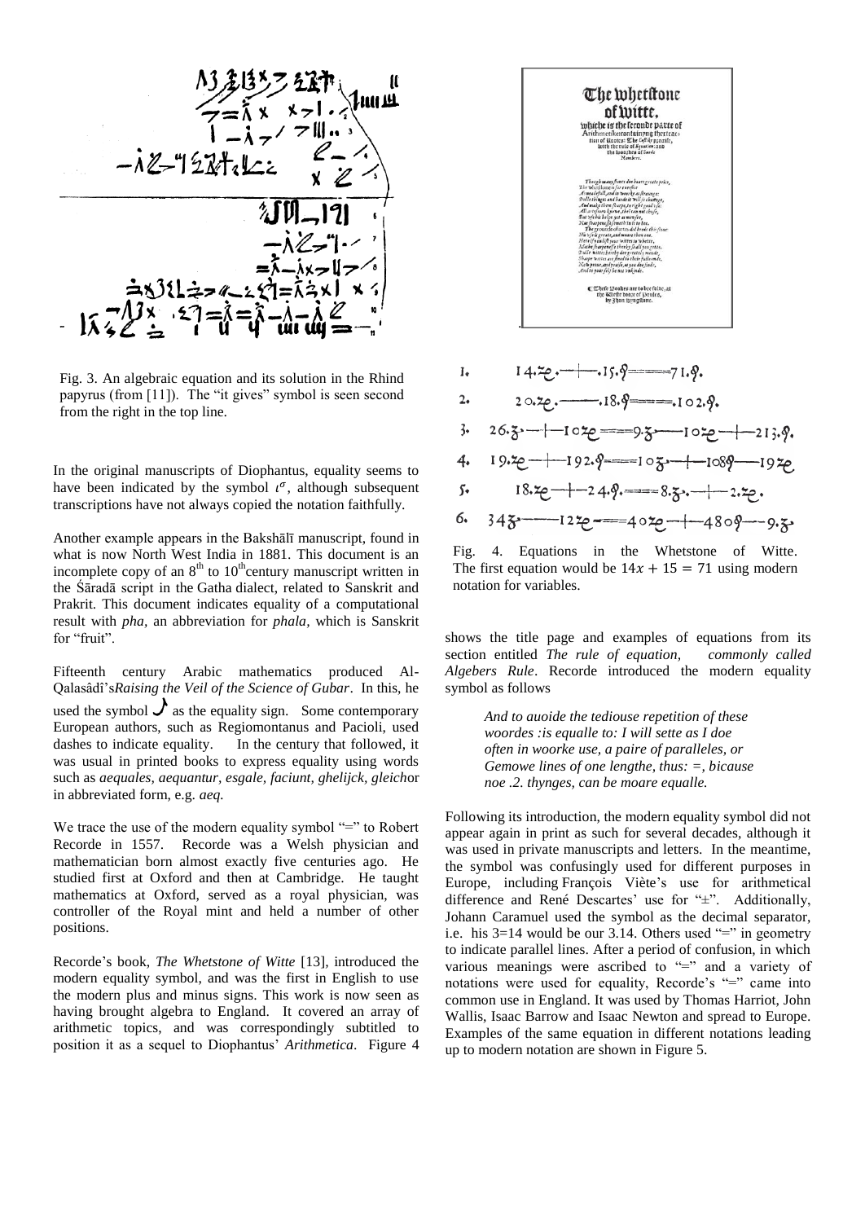Fig. 3. An algebraic equation and its solution in the Rhind papyrus (from [11]). The "it gives" symbol is seen second from the right in the top line.

In the original manuscripts of Diophantus, equality seems to have been indicated by the symbol $\iota^{\sigma}$, although subsequent transcriptions have not always copied the notation faithfully.

Another example appears in the Bakshālī manuscript, found in what is now North West India in 1881. This document is an incomplete copy of an 8th to 10th century manuscript written in the Śāradā script in the Gatha dialect, related to Sanskrit and Prakrit. This document indicates equality of a computational result with *pha*, an abbreviation for *phala*, which is Sanskrit for "fruit".

Fifteenth century Arabic mathematics produced Al-Qalasâdī's *Raising the Veil of the Science of Gubar*. In this, he used the symbol as the equality sign. Some contemporary European authors, such as Regiomontanus and Pacioli, used dashes to indicate equality. In the century that followed, it was usual in printed books to express equality using words such as *aequales, aequantur, esgale, faciunt, ghelijck, gleich* or in abbreviated form, e.g. *aeq.*

We trace the use of the modern equality symbol "=" to Robert Recorde in 1557. Recorde was a Welsh physician and mathematician born almost exactly five centuries ago. He studied first at Oxford and then at Cambridge. He taught mathematics at Oxford, served as a royal physician, was controller of the Royal mint and held a number of other positions.

Recorde's book, *The Whetstone of Witte* [13], introduced the modern equality symbol, and was the first in English to use the modern plus and minus signs. This work is now seen as having brought algebra to England. It covered an array of arithmetic topics, and was correspondingly subtitled to position it as a sequel to Diophantus' *Arithmetica*. Figure 4 shows the title page and examples of equations from its section entitled *The rule of equation, commonly called Algebers Rule*. Recorde introduced the modern equality symbol as follows

> *And to auoide the tediouse repetition of these woordes :is equalle to: I will sette as I doe often in woorke use, a paire of paralleles, or Gemowe lines of one lengthe, thus: =, bicause noe .2. thynges, can be moare equalle.*

Fig. 4. Equations in the Whetstone of Witte. The first equation would be $14x + 15 = 71$ using modern notation for variables.

Following its introduction, the modern equality symbol did not appear again in print as such for several decades, although it was used in private manuscripts and letters. In the meantime, the symbol was confusingly used for different purposes in Europe, including François Viète's use for arithmetical difference and René Descartes' use for "±". Additionally, Johann Caramuel used the symbol as the decimal separator, i.e. his 3=14 would be our 3.14. Others used "=" in geometry to indicate parallel lines. After a period of confusion, in which various meanings were ascribed to "=" and a variety of notations were used for equality, Recorde's "=" came into common use in England. It was used by Thomas Harriot, John Wallis, Isaac Barrow and Isaac Newton and spread to Europe. Examples of the same equation in different notations leading up to modern notation are shown in Figure 5.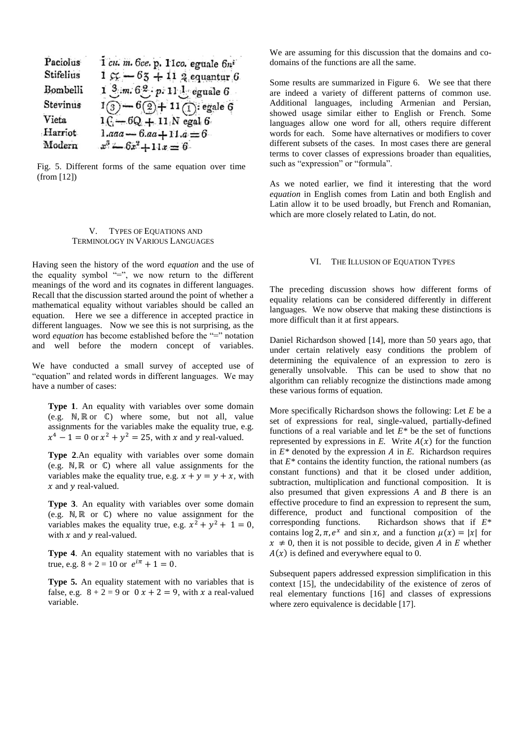| | |
|---|---|
| Paciolus | 1 cu. m. 6ce. p. 11co. eguale 6ni |
| Stifelius | 1 ç̃ − 6ʒ + 11 ℛ equantur 6 |
| Bombelli | 1 3 .m. 6 2 . p. 11 1 eguale 6 |
| Stevinus | 1(3) − 6(2) + 11(1): egale 6 |
| Vieta | 1C − 6Q + 11N egal 6 |
| Harriot | 1.aaa − 6.aa + 11.a = 6 |
| Modern | $x^3 - 6x^2 + 11x = 6$ |

Fig. 5. Different forms of the same equation over time (from [12])

## V. Types of Equations and Terminology in Various Languages

Having seen the history of the word *equation* and the use of the equality symbol "=", we now return to the different meanings of the word and its cognates in different languages. Recall that the discussion started around the point of whether a mathematical equality without variables should be called an equation. Here we see a difference in accepted practice in different languages. Now we see this is not surprising, as the word *equation* has become established before the "=" notation and well before the modern concept of variables.

We have conducted a small survey of accepted use of "equation" and related words in different languages. We may have a number of cases:

**Type 1**. An equality with variables over some domain (e.g. $\mathbb{N}, \mathbb{R}$ or $\mathbb{C}$) where some, but not all, value assignments for the variables make the equality true, e.g. $x^4 - 1 = 0$ or $x^2 + y^2 = 25$, with $x$ and $y$ real-valued.

**Type 2**.An equality with variables over some domain (e.g. $\mathbb{N}, \mathbb{R}$ or $\mathbb{C}$) where all value assignments for the variables make the equality true, e.g. $x + y = y + x$, with $x$ and $y$ real-valued.

**Type 3**. An equality with variables over some domain (e.g. $\mathbb{N}, \mathbb{R}$ or $\mathbb{C}$) where no value assignment for the variables makes the equality true, e.g. $x^2 + y^2 + 1 = 0$, with $x$ and $y$ real-valued.

**Type 4**. An equality statement with no variables that is true, e.g. 8 + 2 = 10 or $e^{i\pi} + 1 = 0$.

**Type 5.** An equality statement with no variables that is false, e.g. 8 + 2 = 9 or $0\,x + 2 = 9$, with $x$ a real-valued variable.

We are assuming for this discussion that the domains and co-domains of the functions are all the same.

Some results are summarized in Figure 6. We see that there are indeed a variety of different patterns of common use. Additional languages, including Armenian and Persian, showed usage similar either to English or French. Some languages allow one word for all, others require different words for each. Some have alternatives or modifiers to cover different subsets of the cases. In most cases there are general terms to cover classes of expressions broader than equalities, such as "expression" or "formula".

As we noted earlier, we find it interesting that the word *equation* in English comes from Latin and both English and Latin allow it to be used broadly, but French and Romanian, which are more closely related to Latin, do not.

## VI. The Illusion of Equation Types

The preceding discussion shows how different forms of equality relations can be considered differently in different languages. We now observe that making these distinctions is more difficult than it at first appears.

Daniel Richardson showed [14], more than 50 years ago, that under certain relatively easy conditions the problem of determining the equivalence of an expression to zero is generally unsolvable. This can be used to show that no algorithm can reliably recognize the distinctions made among these various forms of equation.

More specifically Richardson shows the following: Let *E* be a set of expressions for real, single-valued, partially-defined functions of a real variable and let *E\** be the set of functions represented by expressions in *E.* Write $A(x)$ for the function in *E\** denoted by the expression *A* in *E*. Richardson requires that *E\** contains the identity function, the rational numbers (as constant functions) and that it be closed under addition, subtraction, multiplication and functional composition. It is also presumed that given expressions *A* and *B* there is an effective procedure to find an expression to represent the sum, difference, product and functional composition of the corresponding functions. Richardson shows that if *E\** contains $\log 2, \pi, e^x$ and $\sin x$, and a function $\mu(x) = |x|$ for $x \neq 0$, then it is not possible to decide, given *A* in *E* whether $A(x)$ is defined and everywhere equal to 0.

Subsequent papers addressed expression simplification in this context [15], the undecidability of the existence of zeros of real elementary functions [16] and classes of expressions where zero equivalence is decidable [17].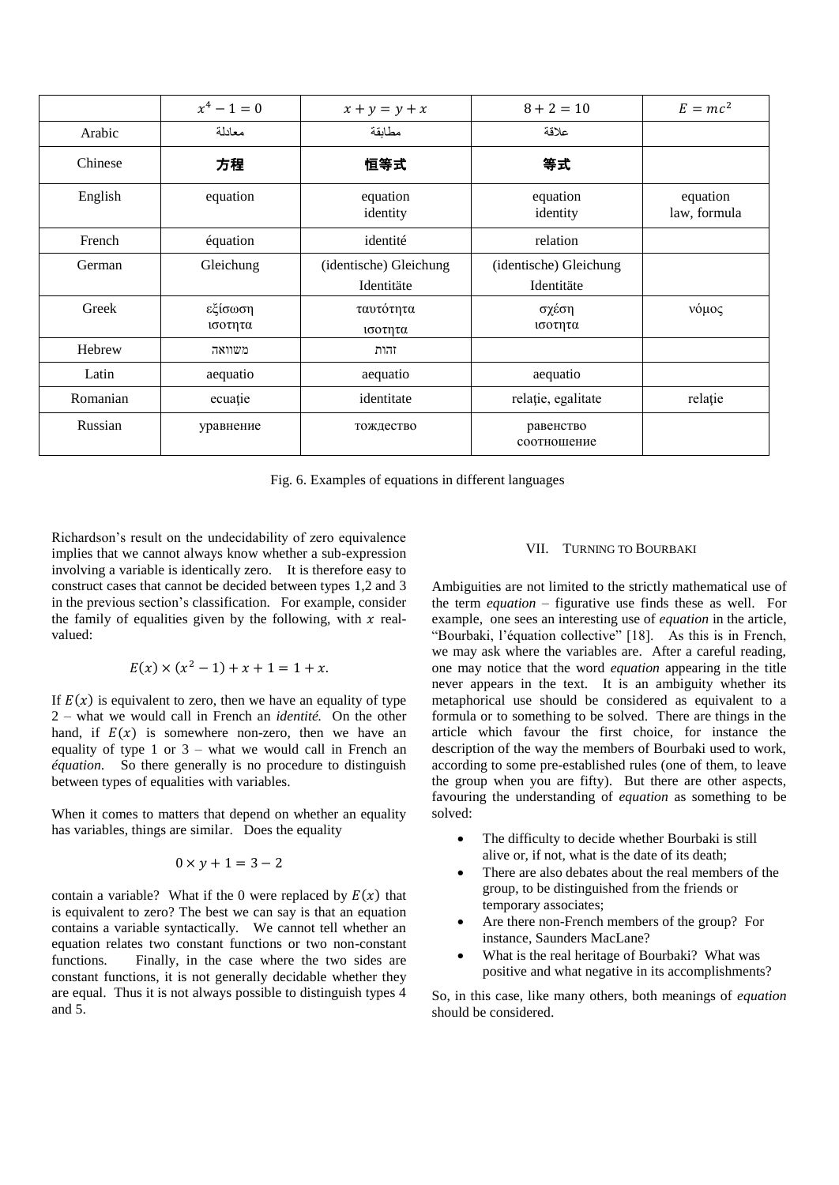|  | $x^4 - 1 = 0$ | $x + y = y + x$ | $8 + 2 = 10$ | $E = mc^2$ |
|---|---|---|---|---|
| Arabic | معادلة | مطابقة | علاقة |  |
| Chinese | **方程** | **恒等式** | **等式** |  |
| English | equation | equation<br>identity | equation<br>identity | equation<br>law, formula |
| French | équation | identité | relation |  |
| German | Gleichung | (identische) Gleichung<br>Identitäte | (identische) Gleichung<br>Identitäte |  |
| Greek | εξίσωση<br>ισοτητα | ταυτότητα<br>ισοτητα | σχέση<br>ισοτητα | νόμος |
| Hebrew | משוואה | זהות |  |  |
| Latin | aequatio | aequatio | aequatio |  |
| Romanian | ecuație | identitate | relație, egalitate | relație |
| Russian | уравнение | тождество | равенство<br>соотношение |  |

Fig. 6. Examples of equations in different languages

Richardson's result on the undecidability of zero equivalence implies that we cannot always know whether a sub-expression involving a variable is identically zero. It is therefore easy to construct cases that cannot be decided between types 1,2 and 3 in the previous section's classification. For example, consider the family of equalities given by the following, with $x$ real-valued:

$$E(x) \times (x^2 - 1) + x + 1 = 1 + x.$$

If $E(x)$ is equivalent to zero, then we have an equality of type 2 – what we would call in French an *identité.* On the other hand, if $E(x)$ is somewhere non-zero, then we have an equality of type 1 or 3 – what we would call in French an *équation*. So there generally is no procedure to distinguish between types of equalities with variables.

When it comes to matters that depend on whether an equality has variables, things are similar. Does the equality

$$0 \times y + 1 = 3 - 2$$

contain a variable? What if the 0 were replaced by $E(x)$ that is equivalent to zero? The best we can say is that an equation contains a variable syntactically. We cannot tell whether an equation relates two constant functions or two non-constant functions. Finally, in the case where the two sides are constant functions, it is not generally decidable whether they are equal. Thus it is not always possible to distinguish types 4 and 5.

## VII. Turning to Bourbaki

Ambiguities are not limited to the strictly mathematical use of the term *equation* – figurative use finds these as well. For example, one sees an interesting use of *equation* in the article, "Bourbaki, l'équation collective" [18]. As this is in French, we may ask where the variables are. After a careful reading, one may notice that the word *equation* appearing in the title never appears in the text. It is an ambiguity whether its metaphorical use should be considered as equivalent to a formula or to something to be solved. There are things in the article which favour the first choice, for instance the description of the way the members of Bourbaki used to work, according to some pre-established rules (one of them, to leave the group when you are fifty). But there are other aspects, favouring the understanding of *equation* as something to be solved:

- The difficulty to decide whether Bourbaki is still alive or, if not, what is the date of its death;
- There are also debates about the real members of the group, to be distinguished from the friends or temporary associates;
- Are there non-French members of the group? For instance, Saunders MacLane?
- What is the real heritage of Bourbaki? What was positive and what negative in its accomplishments?

So, in this case, like many others, both meanings of *equation* should be considered.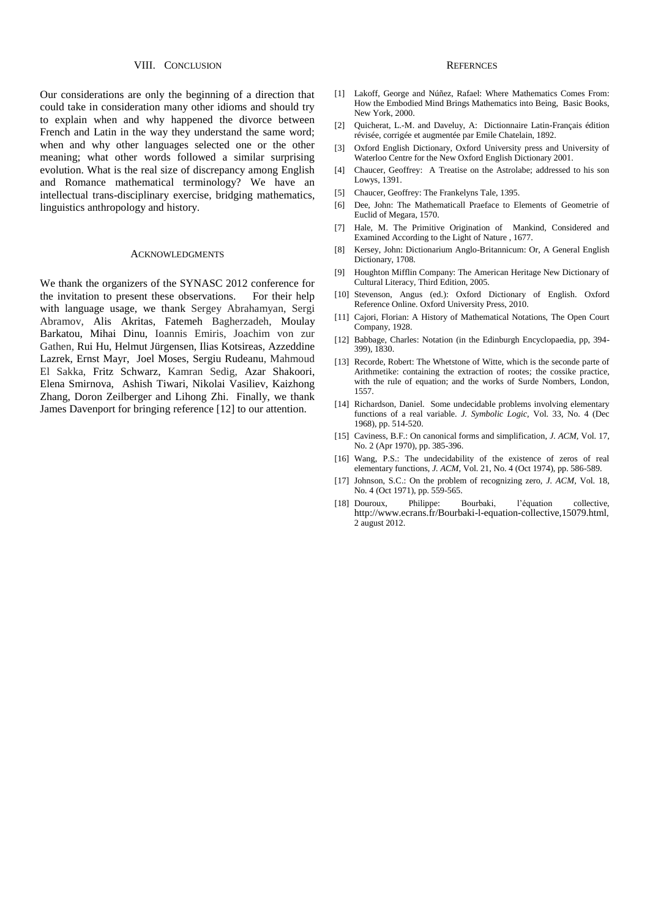## VIII. Conclusion

Our considerations are only the beginning of a direction that could take in consideration many other idioms and should try to explain when and why happened the divorce between French and Latin in the way they understand the same word; when and why other languages selected one or the other meaning; what other words followed a similar surprising evolution. What is the real size of discrepancy among English and Romance mathematical terminology? We have an intellectual trans-disciplinary exercise, bridging mathematics, linguistics anthropology and history.

## Acknowledgments

We thank the organizers of the SYNASC 2012 conference for the invitation to present these observations. For their help with language usage, we thank Sergey Abrahamyan, Sergi Abramov, Alis Akritas, Fatemeh Bagherzadeh, Moulay Barkatou, Mihai Dinu, Ioannis Emiris, Joachim von zur Gathen, Rui Hu, Helmut Jürgensen, Ilias Kotsireas, Azzeddine Lazrek, Ernst Mayr, Joel Moses, Sergiu Rudeanu, Mahmoud El Sakka, Fritz Schwarz, Kamran Sedig, Azar Shakoori, Elena Smirnova, Ashish Tiwari, Nikolai Vasiliev, Kaizhong Zhang, Doron Zeilberger and Lihong Zhi. Finally, we thank James Davenport for bringing reference [12] to our attention.

## Refernces

[1] Lakoff, George and Núñez, Rafael: Where Mathematics Comes From: How the Embodied Mind Brings Mathematics into Being, Basic Books, New York, 2000.

[2] Quicherat, L.-M. and Daveluy, A: Dictionnaire Latin-Français édition révisée, corrigée et augmentée par Emile Chatelain, 1892.

[3] Oxford English Dictionary, Oxford University press and University of Waterloo Centre for the New Oxford English Dictionary 2001.

[4] Chaucer, Geoffrey: A Treatise on the Astrolabe; addressed to his son Lowys, 1391.

[5] Chaucer, Geoffrey: The Frankelyns Tale, 1395.

[6] Dee, John: The Mathematicall Praeface to Elements of Geometrie of Euclid of Megara, 1570.

[7] Hale, M. The Primitive Origination of Mankind, Considered and Examined According to the Light of Nature , 1677.

[8] Kersey, John: Dictionarium Anglo-Britannicum: Or, A General English Dictionary, 1708.

[9] Houghton Mifflin Company: The American Heritage New Dictionary of Cultural Literacy, Third Edition, 2005.

[10] Stevenson, Angus (ed.): Oxford Dictionary of English. Oxford Reference Online. Oxford University Press, 2010.

[11] Cajori, Florian: A History of Mathematical Notations, The Open Court Company, 1928.

[12] Babbage, Charles: Notation (in the Edinburgh Encyclopaedia, pp, 394-399), 1830.

[13] Recorde, Robert: The Whetstone of Witte, which is the seconde parte of Arithmetike: containing the extraction of rootes; the cossike practice, with the rule of equation; and the works of Surde Nombers, London, 1557.

[14] Richardson, Daniel. Some undecidable problems involving elementary functions of a real variable. *J. Symbolic Logic*, Vol. 33, No. 4 (Dec 1968), pp. 514-520.

[15] Caviness, B.F.: On canonical forms and simplification, *J. ACM*, Vol. 17, No. 2 (Apr 1970), pp. 385-396.

[16] Wang, P.S.: The undecidability of the existence of zeros of real elementary functions, *J. ACM*, Vol. 21, No. 4 (Oct 1974), pp. 586-589.

[17] Johnson, S.C.: On the problem of recognizing zero, *J. ACM*, Vol. 18, No. 4 (Oct 1971), pp. 559-565.

[18] Douroux, Philippe: Bourbaki, l'équation collective, http://www.ecrans.fr/Bourbaki-l-equation-collective,15079.html, 2 august 2012.